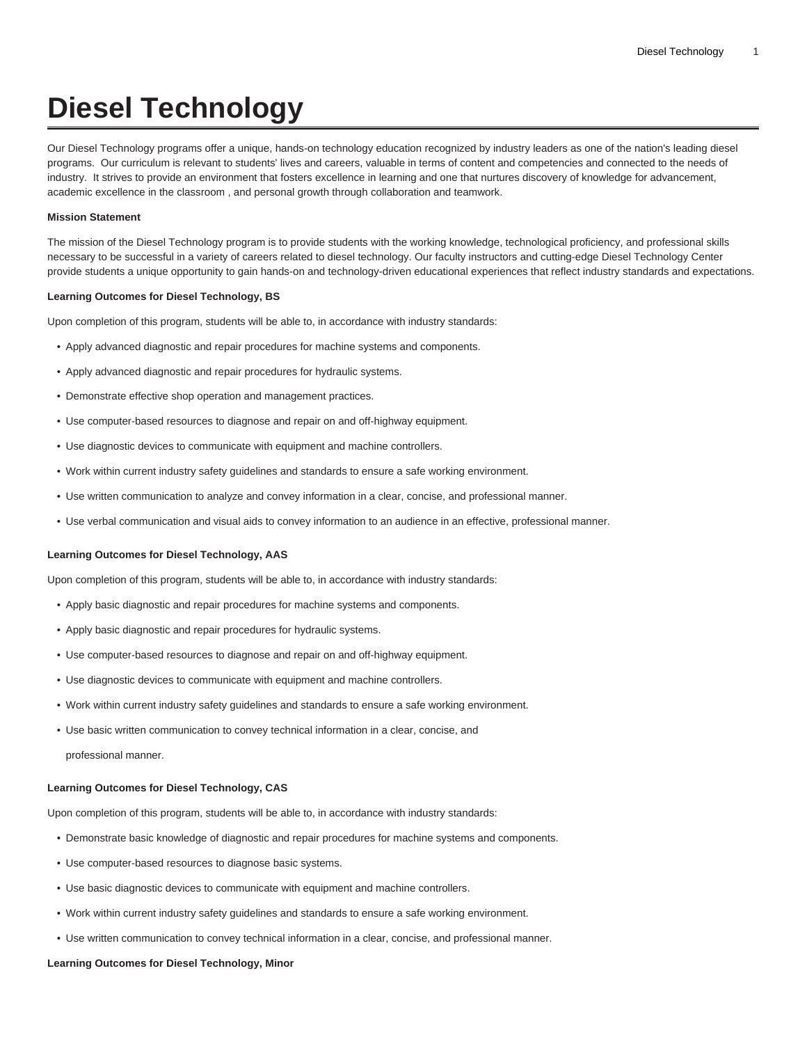# Diesel Technology

Our Diesel Technology programs offer a unique, hands-on technology education recognized by industry leaders as one of the nation's leading diesel programs. Our curriculum is relevant to students' lives and careers, valuable in terms of content and competencies and connected to the needs of industry. It strives to provide an environment that fosters excellence in learning and one that nurtures discovery of knowledge for advancement, academic excellence in the classroom , and personal growth through collaboration and teamwork.

**Mission Statement**

The mission of the Diesel Technology program is to provide students with the working knowledge, technological proficiency, and professional skills necessary to be successful in a variety of careers related to diesel technology. Our faculty instructors and cutting-edge Diesel Technology Center provide students a unique opportunity to gain hands-on and technology-driven educational experiences that reflect industry standards and expectations.

**Learning Outcomes for Diesel Technology, BS**

Upon completion of this program, students will be able to, in accordance with industry standards:

- Apply advanced diagnostic and repair procedures for machine systems and components.
- Apply advanced diagnostic and repair procedures for hydraulic systems.
- Demonstrate effective shop operation and management practices.
- Use computer-based resources to diagnose and repair on and off-highway equipment.
- Use diagnostic devices to communicate with equipment and machine controllers.
- Work within current industry safety guidelines and standards to ensure a safe working environment.
- Use written communication to analyze and convey information in a clear, concise, and professional manner.
- Use verbal communication and visual aids to convey information to an audience in an effective, professional manner.

**Learning Outcomes for Diesel Technology, AAS**

Upon completion of this program, students will be able to, in accordance with industry standards:

- Apply basic diagnostic and repair procedures for machine systems and components.
- Apply basic diagnostic and repair procedures for hydraulic systems.
- Use computer-based resources to diagnose and repair on and off-highway equipment.
- Use diagnostic devices to communicate with equipment and machine controllers.
- Work within current industry safety guidelines and standards to ensure a safe working environment.
- Use basic written communication to convey technical information in a clear, concise, and professional manner.

**Learning Outcomes for Diesel Technology, CAS**

Upon completion of this program, students will be able to, in accordance with industry standards:

- Demonstrate basic knowledge of diagnostic and repair procedures for machine systems and components.
- Use computer-based resources to diagnose basic systems.
- Use basic diagnostic devices to communicate with equipment and machine controllers.
- Work within current industry safety guidelines and standards to ensure a safe working environment.
- Use written communication to convey technical information in a clear, concise, and professional manner.

**Learning Outcomes for Diesel Technology, Minor**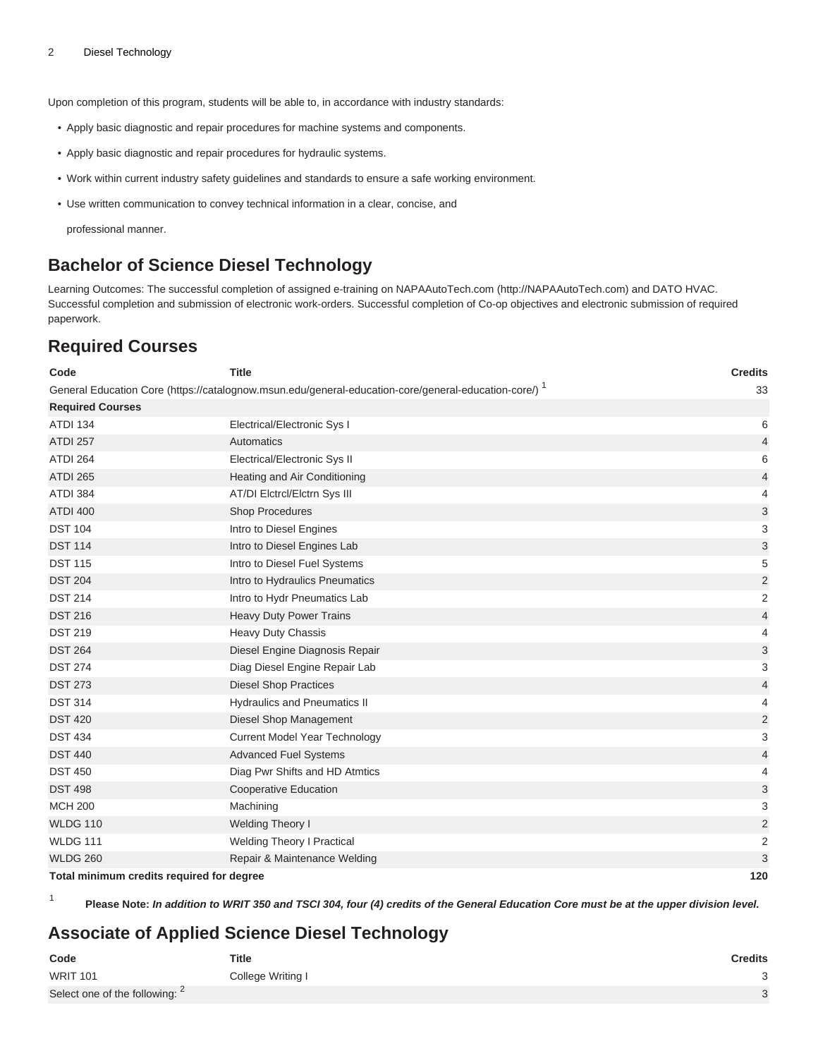Upon completion of this program, students will be able to, in accordance with industry standards:

- Apply basic diagnostic and repair procedures for machine systems and components.
- Apply basic diagnostic and repair procedures for hydraulic systems.
- Work within current industry safety guidelines and standards to ensure a safe working environment.
- Use written communication to convey technical information in a clear, concise, and professional manner.

## Bachelor of Science Diesel Technology

Learning Outcomes: The successful completion of assigned e-training on NAPAAutoTech.com (http://NAPAAutoTech.com) and DATO HVAC. Successful completion and submission of electronic work-orders. Successful completion of Co-op objectives and electronic submission of required paperwork.

## Required Courses

| Code | Title | Credits |
|---|---|---|
| General Education Core (https://catalognow.msun.edu/general-education-core/general-education-core/) [1] | | 33 |
| **Required Courses** | | |
| ATDI 134 | Electrical/Electronic Sys I | 6 |
| ATDI 257 | Automatics | 4 |
| ATDI 264 | Electrical/Electronic Sys II | 6 |
| ATDI 265 | Heating and Air Conditioning | 4 |
| ATDI 384 | AT/DI Elctrcl/Elctrn Sys III | 4 |
| ATDI 400 | Shop Procedures | 3 |
| DST 104 | Intro to Diesel Engines | 3 |
| DST 114 | Intro to Diesel Engines Lab | 3 |
| DST 115 | Intro to Diesel Fuel Systems | 5 |
| DST 204 | Intro to Hydraulics Pneumatics | 2 |
| DST 214 | Intro to Hydr Pneumatics Lab | 2 |
| DST 216 | Heavy Duty Power Trains | 4 |
| DST 219 | Heavy Duty Chassis | 4 |
| DST 264 | Diesel Engine Diagnosis Repair | 3 |
| DST 274 | Diag Diesel Engine Repair Lab | 3 |
| DST 273 | Diesel Shop Practices | 4 |
| DST 314 | Hydraulics and Pneumatics II | 4 |
| DST 420 | Diesel Shop Management | 2 |
| DST 434 | Current Model Year Technology | 3 |
| DST 440 | Advanced Fuel Systems | 4 |
| DST 450 | Diag Pwr Shifts and HD Atmtics | 4 |
| DST 498 | Cooperative Education | 3 |
| MCH 200 | Machining | 3 |
| WLDG 110 | Welding Theory I | 2 |
| WLDG 111 | Welding Theory I Practical | 2 |
| WLDG 260 | Repair & Maintenance Welding | 3 |
| **Total minimum credits required for degree** | | **120** |

[1] **Please Note:** ***In addition to WRIT 350 and TSCI 304, four (4) credits of the General Education Core must be at the upper division level.***

## Associate of Applied Science Diesel Technology

| Code | Title | Credits |
|---|---|---|
| WRIT 101 | College Writing I | 3 |
| Select one of the following: [2] | | 3 |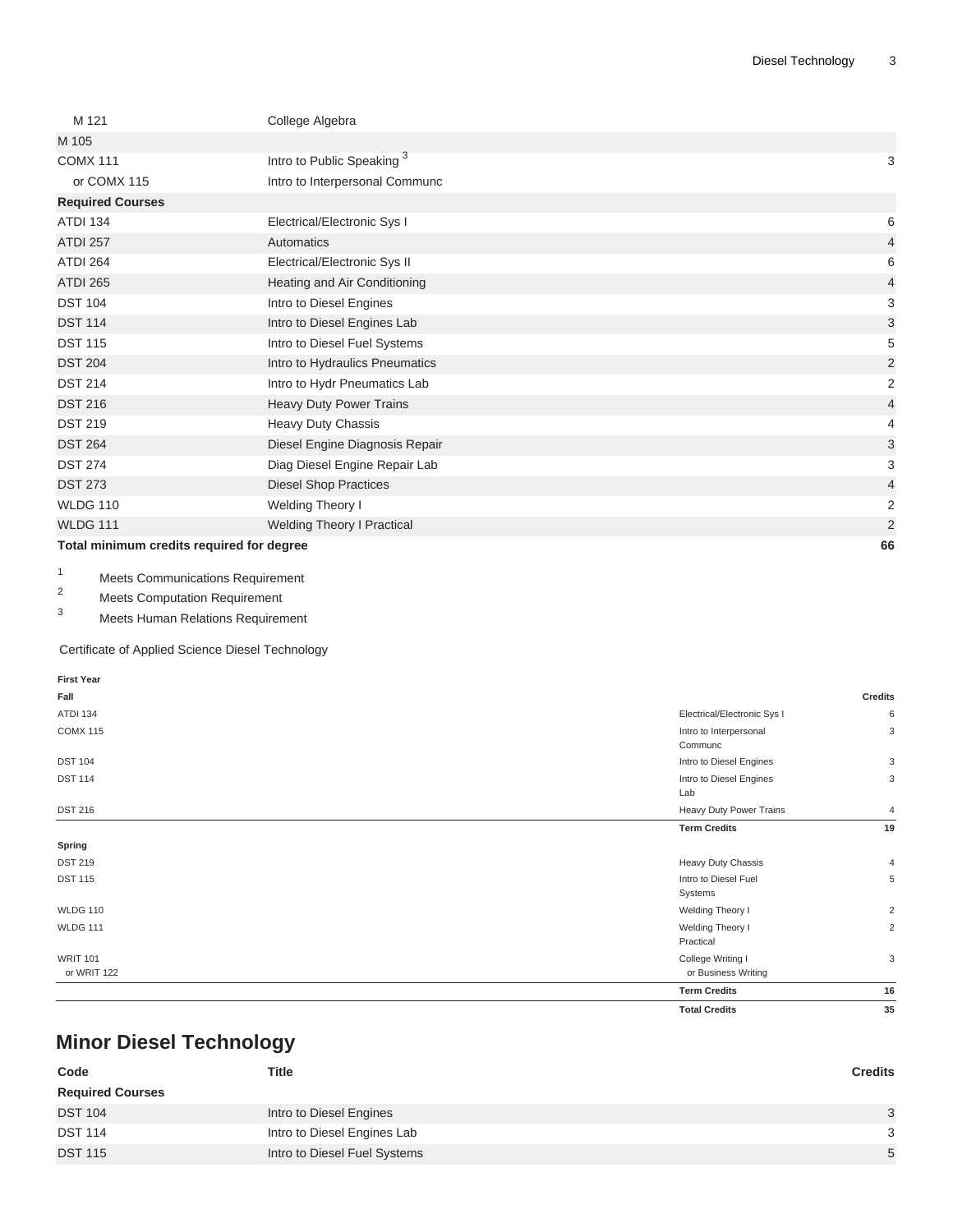| | | |
|---|---|---|
| M 121 | College Algebra | |
| M 105 | | |
| COMX 111 | Intro to Public Speaking [3] | 3 |
| or COMX 115 | Intro to Interpersonal Communc | |
| **Required Courses** | | |
| ATDI 134 | Electrical/Electronic Sys I | 6 |
| ATDI 257 | Automatics | 4 |
| ATDI 264 | Electrical/Electronic Sys II | 6 |
| ATDI 265 | Heating and Air Conditioning | 4 |
| DST 104 | Intro to Diesel Engines | 3 |
| DST 114 | Intro to Diesel Engines Lab | 3 |
| DST 115 | Intro to Diesel Fuel Systems | 5 |
| DST 204 | Intro to Hydraulics Pneumatics | 2 |
| DST 214 | Intro to Hydr Pneumatics Lab | 2 |
| DST 216 | Heavy Duty Power Trains | 4 |
| DST 219 | Heavy Duty Chassis | 4 |
| DST 264 | Diesel Engine Diagnosis Repair | 3 |
| DST 274 | Diag Diesel Engine Repair Lab | 3 |
| DST 273 | Diesel Shop Practices | 4 |
| WLDG 110 | Welding Theory I | 2 |
| WLDG 111 | Welding Theory I Practical | 2 |
| **Total minimum credits required for degree** | | **66** |

1. Meets Communications Requirement
2. Meets Computation Requirement
3. Meets Human Relations Requirement

Certificate of Applied Science Diesel Technology

| **First Year** | | |
|---|---|---|
| **Fall** | | **Credits** |
| ATDI 134 | Electrical/Electronic Sys I | 6 |
| COMX 115 | Intro to Interpersonal Communc | 3 |
| DST 104 | Intro to Diesel Engines | 3 |
| DST 114 | Intro to Diesel Engines Lab | 3 |
| DST 216 | Heavy Duty Power Trains | 4 |
| | **Term Credits** | **19** |
| **Spring** | | |
| DST 219 | Heavy Duty Chassis | 4 |
| DST 115 | Intro to Diesel Fuel Systems | 5 |
| WLDG 110 | Welding Theory I | 2 |
| WLDG 111 | Welding Theory I Practical | 2 |
| WRIT 101 or WRIT 122 | College Writing I or Business Writing | 3 |
| | **Term Credits** | **16** |
| | **Total Credits** | **35** |

## Minor Diesel Technology

| Code | Title | Credits |
|---|---|---|
| **Required Courses** | | |
| DST 104 | Intro to Diesel Engines | 3 |
| DST 114 | Intro to Diesel Engines Lab | 3 |
| DST 115 | Intro to Diesel Fuel Systems | 5 |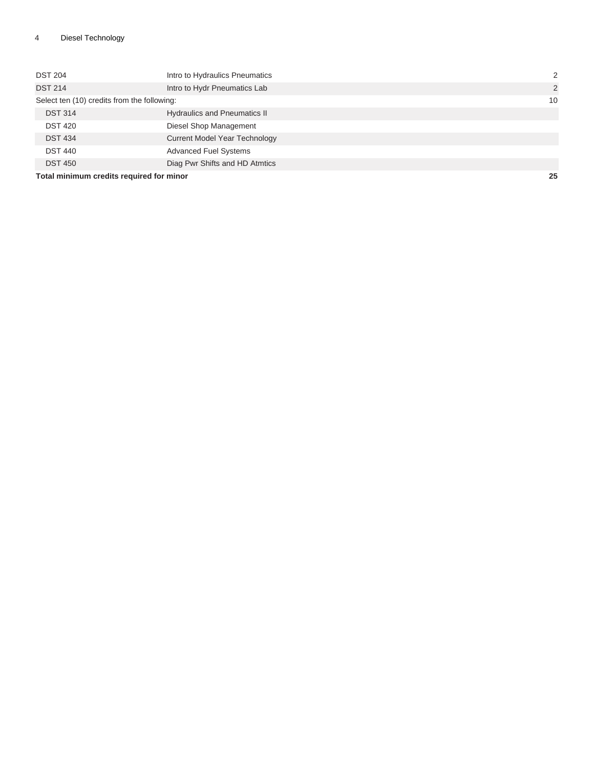| | | |
|---|---|---|
| DST 204 | Intro to Hydraulics Pneumatics | 2 |
| DST 214 | Intro to Hydr Pneumatics Lab | 2 |
| Select ten (10) credits from the following: | | 10 |
| DST 314 | Hydraulics and Pneumatics II | |
| DST 420 | Diesel Shop Management | |
| DST 434 | Current Model Year Technology | |
| DST 440 | Advanced Fuel Systems | |
| DST 450 | Diag Pwr Shifts and HD Atmtics | |
| **Total minimum credits required for minor** | | **25** |